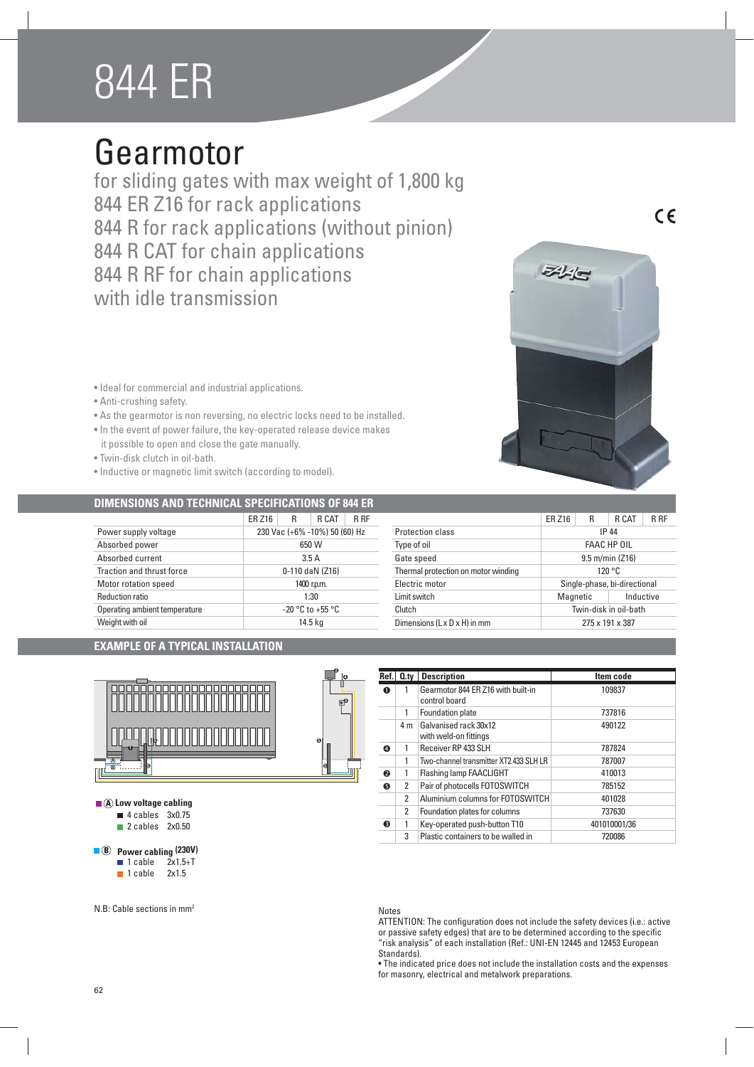# 844 ER

## Gearmotor

for sliding gates with max weight of 1,800 kg
844 ER Z16 for rack applications
844 R for rack applications (without pinion)
844 R CAT for chain applications
844 R RF for chain applications
with idle transmission

CE

- Ideal for commercial and industrial applications.
- Anti-crushing safety.
- As the gearmotor is non reversing, no electric locks need to be installed.
- In the event of power failure, the key-operated release device makes it possible to open and close the gate manually.
- Twin-disk clutch in oil-bath.
- Inductive or magnetic limit switch (according to model).

### DIMENSIONS AND TECHNICAL SPECIFICATIONS OF 844 ER

| | ER Z16 | R | R CAT | R RF |
|---|---|---|---|---|
| Power supply voltage | 230 Vac (+6% -10%) 50 (60) Hz | | | |
| Absorbed power | 650 W | | | |
| Absorbed current | 3.5 A | | | |
| Traction and thrust force | 0-110 daN (Z16) | | | |
| Motor rotation speed | 1400 r.p.m. | | | |
| Reduction ratio | 1:30 | | | |
| Operating ambient temperature | -20 °C to +55 °C | | | |
| Weight with oil | 14.5 kg | | | |

| | ER Z16 | R | R CAT | R RF |
|---|---|---|---|---|
| Protection class | IP 44 | | | |
| Type of oil | FAAC HP OIL | | | |
| Gate speed | 9.5 m/min (Z16) | | | |
| Thermal protection on motor winding | 120 °C | | | |
| Electric motor | Single-phase, bi-directional | | | |
| Limit switch | Magnetic | | Inductive | |
| Clutch | Twin-disk in oil-bath | | | |
| Dimensions (L x D x H) in mm | 275 x 191 x 387 | | | |

### EXAMPLE OF A TYPICAL INSTALLATION

**(A) Low voltage cabling**
- 4 cables 3x0.75
- 2 cables 2x0.50

**(B) Power cabling (230V)**
- 1 cable 2x1.5+T
- 1 cable 2x1.5

N.B: Cable sections in mm²

| Ref. | Q.ty | Description | Item code |
|---|---|---|---|
| 1 | 1 | Gearmotor 844 ER Z16 with built-in control board | 109837 |
| | 1 | Foundation plate | 737816 |
| | 4 m | Galvanised rack 30x12 with weld-on fittings | 490122 |
| 4 | 1 | Receiver RP 433 SLH | 787824 |
| | 1 | Two-channel transmitter XT2 433 SLH LR | 787007 |
| 2 | 1 | Flashing lamp FAACLIGHT | 410013 |
| 5 | 2 | Pair of photocells FOTOSWITCH | 785152 |
| | 2 | Aluminium columns for FOTOSWITCH | 401028 |
| | 2 | Foundation plates for columns | 737630 |
| 3 | 1 | Key-operated push-button T10 | 401010001/36 |
| | 3 | Plastic containers to be walled in | 720086 |

Notes
ATTENTION: The configuration does not include the safety devices (i.e.: active or passive safety edges) that are to be determined according to the specific "risk analysis" of each installation (Ref.: UNI-EN 12445 and 12453 European Standards).
- The indicated price does not include the installation costs and the expenses for masonry, electrical and metalwork preparations.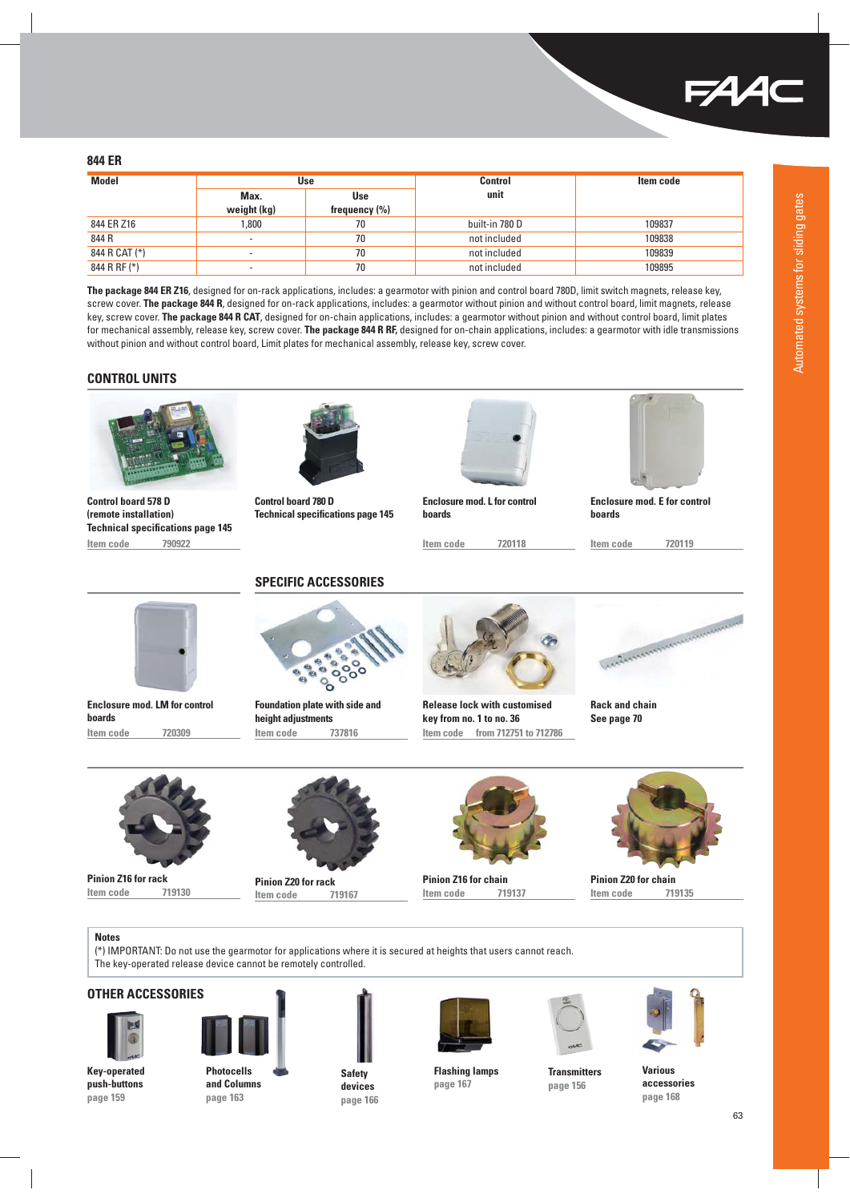## 844 ER

| Model | Use | | Control unit | Item code |
|---|---|---|---|---|
| | Max. weight (kg) | Use frequency (%) | | |
| 844 ER Z16 | 1,800 | 70 | built-in 780 D | 109837 |
| 844 R | - | 70 | not included | 109838 |
| 844 R CAT (*) | - | 70 | not included | 109839 |
| 844 R RF (*) | - | 70 | not included | 109895 |

**The package 844 ER Z16**, designed for on-rack applications, includes: a gearmotor with pinion and control board 780D, limit switch magnets, release key, screw cover. **The package 844 R**, designed for on-rack applications, includes: a gearmotor without pinion and without control board, limit magnets, release key, screw cover. **The package 844 R CAT**, designed for on-chain applications, includes: a gearmotor without pinion and without control board, limit plates for mechanical assembly, release key, screw cover. **The package 844 R RF,** designed for on-chain applications, includes: a gearmotor with idle transmissions without pinion and without control board, Limit plates for mechanical assembly, release key, screw cover.

## CONTROL UNITS

**Control board 578 D (remote installation)**
**Technical specifications page 145**
Item code 790922

**Control board 780 D**
**Technical specifications page 145**

**Enclosure mod. L for control boards**
Item code 720118

**Enclosure mod. E for control boards**
Item code 720119

## SPECIFIC ACCESSORIES

**Enclosure mod. LM for control boards**
Item code 720309

**Foundation plate with side and height adjustments**
Item code 737816

**Release lock with customised key from no. 1 to no. 36**
Item code from 712751 to 712786

**Rack and chain**
**See page 70**

**Pinion Z16 for rack**
Item code 719130

**Pinion Z20 for rack**
Item code 719167

**Pinion Z16 for chain**
Item code 719137

**Pinion Z20 for chain**
Item code 719135

**Notes**
(*) IMPORTANT: Do not use the gearmotor for applications where it is secured at heights that users cannot reach.
The key-operated release device cannot be remotely controlled.

## OTHER ACCESSORIES

**Key-operated push-buttons**
page 159

**Photocells and Columns**
page 163

**Safety devices**
page 166

**Flashing lamps**
page 167

**Transmitters**
page 156

**Various accessories**
page 168

Automated systems for sliding gates